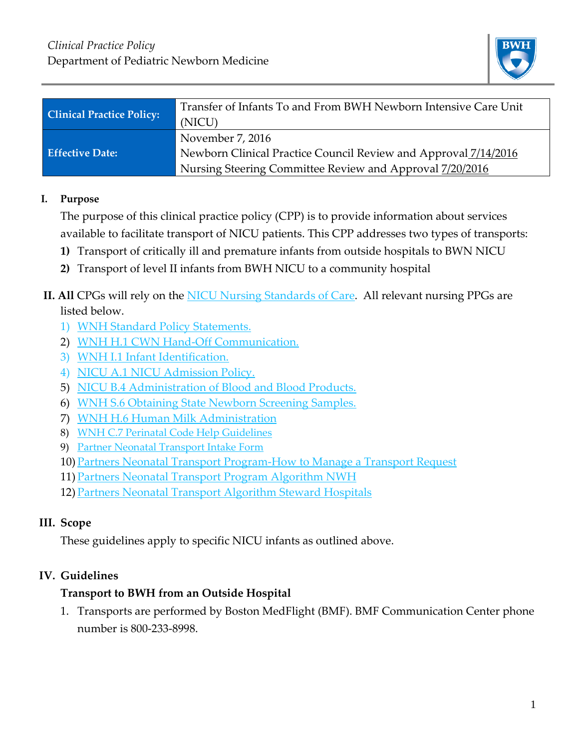*Clinical Practice Policy*
Department of Pediatric Newborn Medicine

| Clinical Practice Policy: | Transfer of Infants To and From BWH Newborn Intensive Care Unit (NICU) |
|---|---|
| Effective Date: | November 7, 2016<br>Newborn Clinical Practice Council Review and Approval 7/14/2016<br>Nursing Steering Committee Review and Approval 7/20/2016 |

## I. Purpose

The purpose of this clinical practice policy (CPP) is to provide information about services available to facilitate transport of NICU patients. This CPP addresses two types of transports:

1) Transport of critically ill and premature infants from outside hospitals to BWN NICU
2) Transport of level II infants from BWH NICU to a community hospital

## II. All CPGs will rely on the NICU Nursing Standards of Care. All relevant nursing PPGs are listed below.

1) WNH Standard Policy Statements.
2) WNH H.1 CWN Hand-Off Communication.
3) WNH I.1 Infant Identification.
4) NICU A.1 NICU Admission Policy.
5) NICU B.4 Administration of Blood and Blood Products.
6) WNH S.6 Obtaining State Newborn Screening Samples.
7) WNH H.6 Human Milk Administration
8) WNH C.7 Perinatal Code Help Guidelines
9) Partner Neonatal Transport Intake Form
10) Partners Neonatal Transport Program-How to Manage a Transport Request
11) Partners Neonatal Transport Program Algorithm NWH
12) Partners Neonatal Transport Algorithm Steward Hospitals

## III. Scope

These guidelines apply to specific NICU infants as outlined above.

## IV. Guidelines

**Transport to BWH from an Outside Hospital**

1. Transports are performed by Boston MedFlight (BMF). BMF Communication Center phone number is 800-233-8998.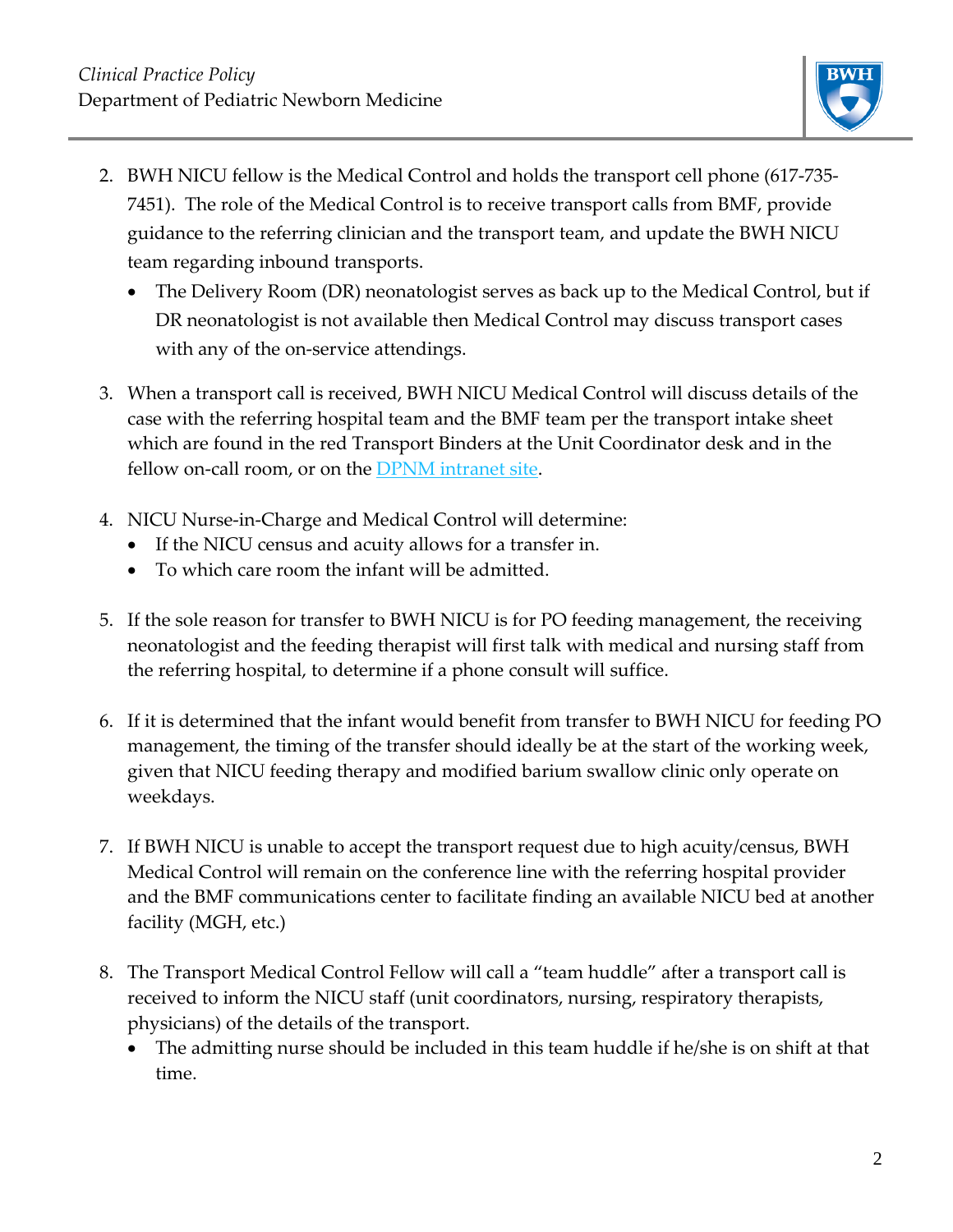2. BWH NICU fellow is the Medical Control and holds the transport cell phone (617-735-7451). The role of the Medical Control is to receive transport calls from BMF, provide guidance to the referring clinician and the transport team, and update the BWH NICU team regarding inbound transports.
   - The Delivery Room (DR) neonatologist serves as back up to the Medical Control, but if DR neonatologist is not available then Medical Control may discuss transport cases with any of the on-service attendings.

3. When a transport call is received, BWH NICU Medical Control will discuss details of the case with the referring hospital team and the BMF team per the transport intake sheet which are found in the red Transport Binders at the Unit Coordinator desk and in the fellow on-call room, or on the DPNM intranet site.

4. NICU Nurse-in-Charge and Medical Control will determine:
   - If the NICU census and acuity allows for a transfer in.
   - To which care room the infant will be admitted.

5. If the sole reason for transfer to BWH NICU is for PO feeding management, the receiving neonatologist and the feeding therapist will first talk with medical and nursing staff from the referring hospital, to determine if a phone consult will suffice.

6. If it is determined that the infant would benefit from transfer to BWH NICU for feeding PO management, the timing of the transfer should ideally be at the start of the working week, given that NICU feeding therapy and modified barium swallow clinic only operate on weekdays.

7. If BWH NICU is unable to accept the transport request due to high acuity/census, BWH Medical Control will remain on the conference line with the referring hospital provider and the BMF communications center to facilitate finding an available NICU bed at another facility (MGH, etc.)

8. The Transport Medical Control Fellow will call a "team huddle" after a transport call is received to inform the NICU staff (unit coordinators, nursing, respiratory therapists, physicians) of the details of the transport.
   - The admitting nurse should be included in this team huddle if he/she is on shift at that time.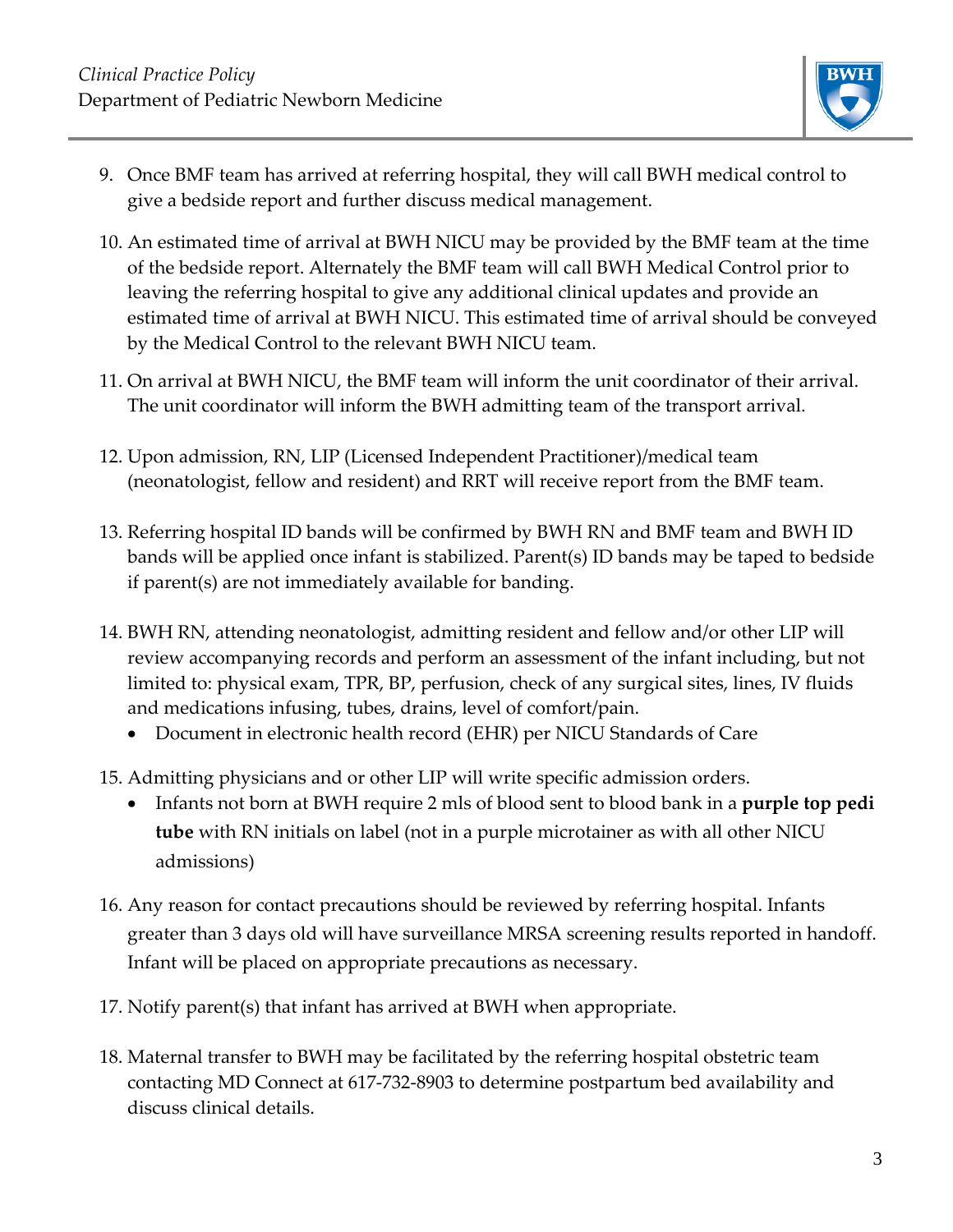9. Once BMF team has arrived at referring hospital, they will call BWH medical control to give a bedside report and further discuss medical management.

10. An estimated time of arrival at BWH NICU may be provided by the BMF team at the time of the bedside report. Alternately the BMF team will call BWH Medical Control prior to leaving the referring hospital to give any additional clinical updates and provide an estimated time of arrival at BWH NICU. This estimated time of arrival should be conveyed by the Medical Control to the relevant BWH NICU team.

11. On arrival at BWH NICU, the BMF team will inform the unit coordinator of their arrival. The unit coordinator will inform the BWH admitting team of the transport arrival.

12. Upon admission, RN, LIP (Licensed Independent Practitioner)/medical team (neonatologist, fellow and resident) and RRT will receive report from the BMF team.

13. Referring hospital ID bands will be confirmed by BWH RN and BMF team and BWH ID bands will be applied once infant is stabilized. Parent(s) ID bands may be taped to bedside if parent(s) are not immediately available for banding.

14. BWH RN, attending neonatologist, admitting resident and fellow and/or other LIP will review accompanying records and perform an assessment of the infant including, but not limited to: physical exam, TPR, BP, perfusion, check of any surgical sites, lines, IV fluids and medications infusing, tubes, drains, level of comfort/pain.
    - Document in electronic health record (EHR) per NICU Standards of Care

15. Admitting physicians and or other LIP will write specific admission orders.
    - Infants not born at BWH require 2 mls of blood sent to blood bank in a **purple top pedi tube** with RN initials on label (not in a purple microtainer as with all other NICU admissions)

16. Any reason for contact precautions should be reviewed by referring hospital. Infants greater than 3 days old will have surveillance MRSA screening results reported in handoff. Infant will be placed on appropriate precautions as necessary.

17. Notify parent(s) that infant has arrived at BWH when appropriate.

18. Maternal transfer to BWH may be facilitated by the referring hospital obstetric team contacting MD Connect at 617-732-8903 to determine postpartum bed availability and discuss clinical details.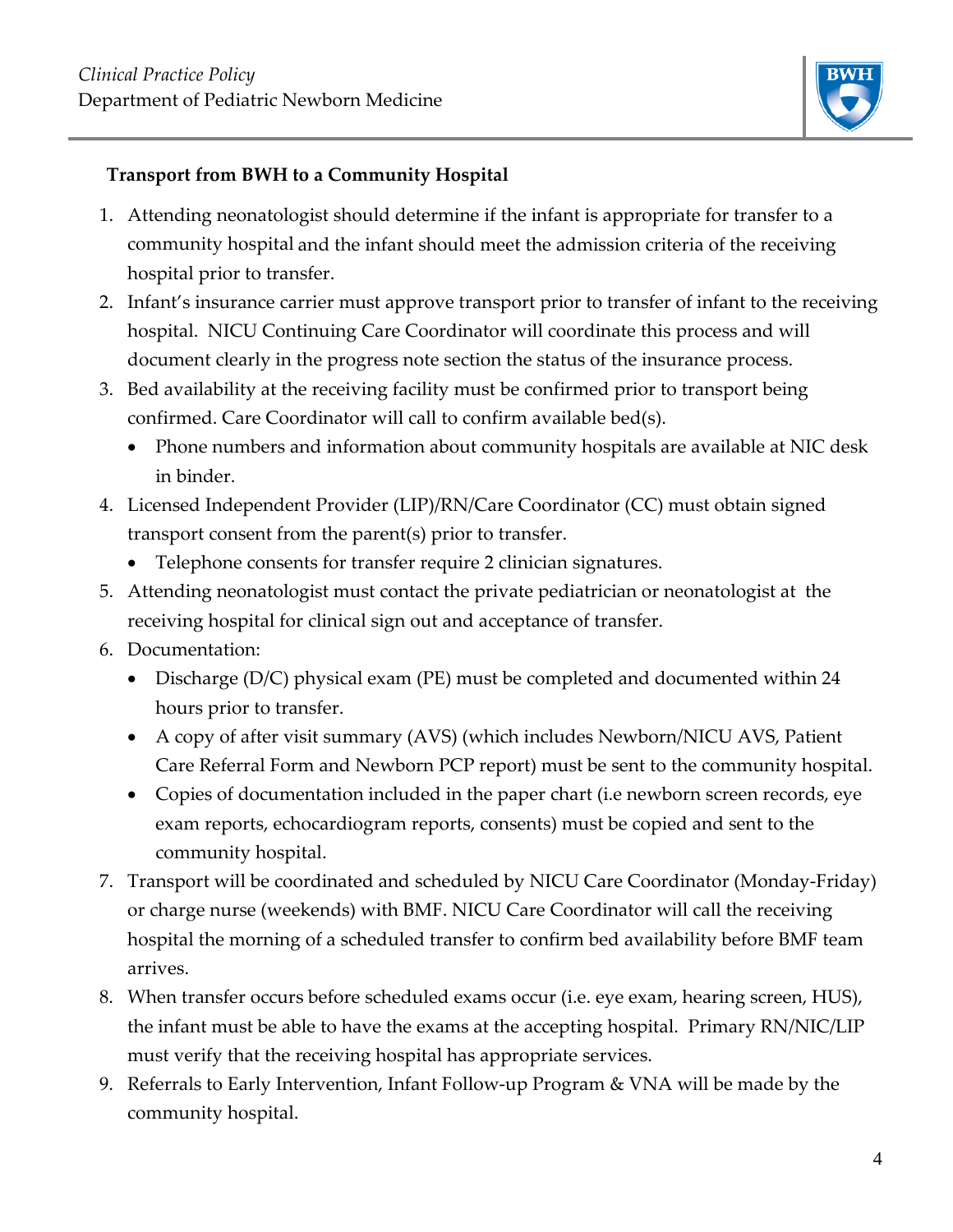### Transport from BWH to a Community Hospital

1. Attending neonatologist should determine if the infant is appropriate for transfer to a community hospital and the infant should meet the admission criteria of the receiving hospital prior to transfer.
2. Infant's insurance carrier must approve transport prior to transfer of infant to the receiving hospital. NICU Continuing Care Coordinator will coordinate this process and will document clearly in the progress note section the status of the insurance process.
3. Bed availability at the receiving facility must be confirmed prior to transport being confirmed. Care Coordinator will call to confirm available bed(s).
   - Phone numbers and information about community hospitals are available at NIC desk in binder.
4. Licensed Independent Provider (LIP)/RN/Care Coordinator (CC) must obtain signed transport consent from the parent(s) prior to transfer.
   - Telephone consents for transfer require 2 clinician signatures.
5. Attending neonatologist must contact the private pediatrician or neonatologist at the receiving hospital for clinical sign out and acceptance of transfer.
6. Documentation:
   - Discharge (D/C) physical exam (PE) must be completed and documented within 24 hours prior to transfer.
   - A copy of after visit summary (AVS) (which includes Newborn/NICU AVS, Patient Care Referral Form and Newborn PCP report) must be sent to the community hospital.
   - Copies of documentation included in the paper chart (i.e newborn screen records, eye exam reports, echocardiogram reports, consents) must be copied and sent to the community hospital.
7. Transport will be coordinated and scheduled by NICU Care Coordinator (Monday-Friday) or charge nurse (weekends) with BMF. NICU Care Coordinator will call the receiving hospital the morning of a scheduled transfer to confirm bed availability before BMF team arrives.
8. When transfer occurs before scheduled exams occur (i.e. eye exam, hearing screen, HUS), the infant must be able to have the exams at the accepting hospital. Primary RN/NIC/LIP must verify that the receiving hospital has appropriate services.
9. Referrals to Early Intervention, Infant Follow-up Program & VNA will be made by the community hospital.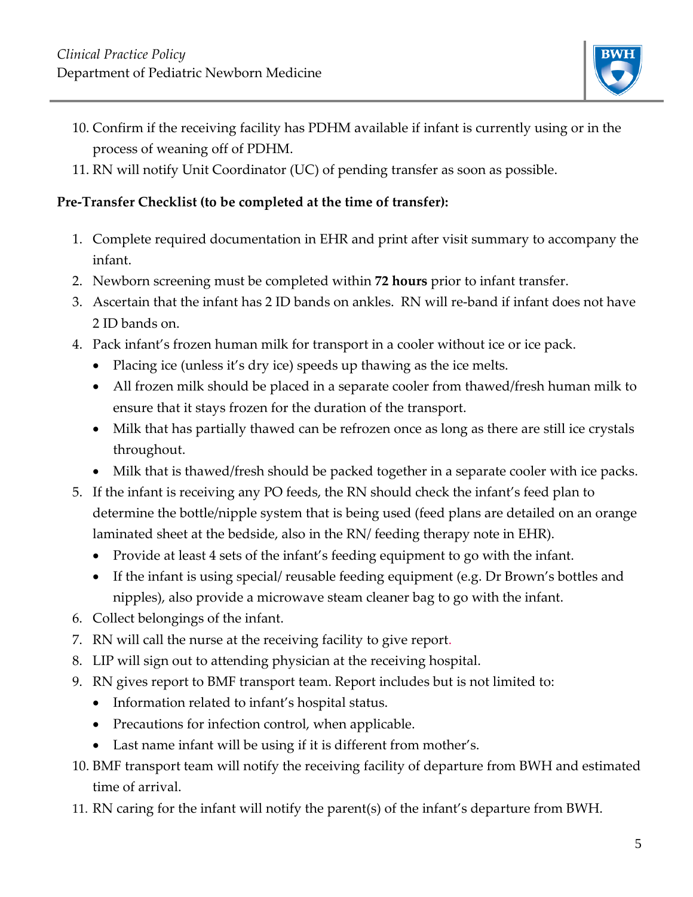10. Confirm if the receiving facility has PDHM available if infant is currently using or in the process of weaning off of PDHM.
11. RN will notify Unit Coordinator (UC) of pending transfer as soon as possible.

**Pre-Transfer Checklist (to be completed at the time of transfer):**

1. Complete required documentation in EHR and print after visit summary to accompany the infant.
2. Newborn screening must be completed within **72 hours** prior to infant transfer.
3. Ascertain that the infant has 2 ID bands on ankles. RN will re-band if infant does not have 2 ID bands on.
4. Pack infant's frozen human milk for transport in a cooler without ice or ice pack.
   - Placing ice (unless it's dry ice) speeds up thawing as the ice melts.
   - All frozen milk should be placed in a separate cooler from thawed/fresh human milk to ensure that it stays frozen for the duration of the transport.
   - Milk that has partially thawed can be refrozen once as long as there are still ice crystals throughout.
   - Milk that is thawed/fresh should be packed together in a separate cooler with ice packs.
5. If the infant is receiving any PO feeds, the RN should check the infant's feed plan to determine the bottle/nipple system that is being used (feed plans are detailed on an orange laminated sheet at the bedside, also in the RN/ feeding therapy note in EHR).
   - Provide at least 4 sets of the infant's feeding equipment to go with the infant.
   - If the infant is using special/ reusable feeding equipment (e.g. Dr Brown's bottles and nipples), also provide a microwave steam cleaner bag to go with the infant.
6. Collect belongings of the infant.
7. RN will call the nurse at the receiving facility to give report.
8. LIP will sign out to attending physician at the receiving hospital.
9. RN gives report to BMF transport team. Report includes but is not limited to:
   - Information related to infant's hospital status.
   - Precautions for infection control, when applicable.
   - Last name infant will be using if it is different from mother's.
10. BMF transport team will notify the receiving facility of departure from BWH and estimated time of arrival.
11. RN caring for the infant will notify the parent(s) of the infant's departure from BWH.